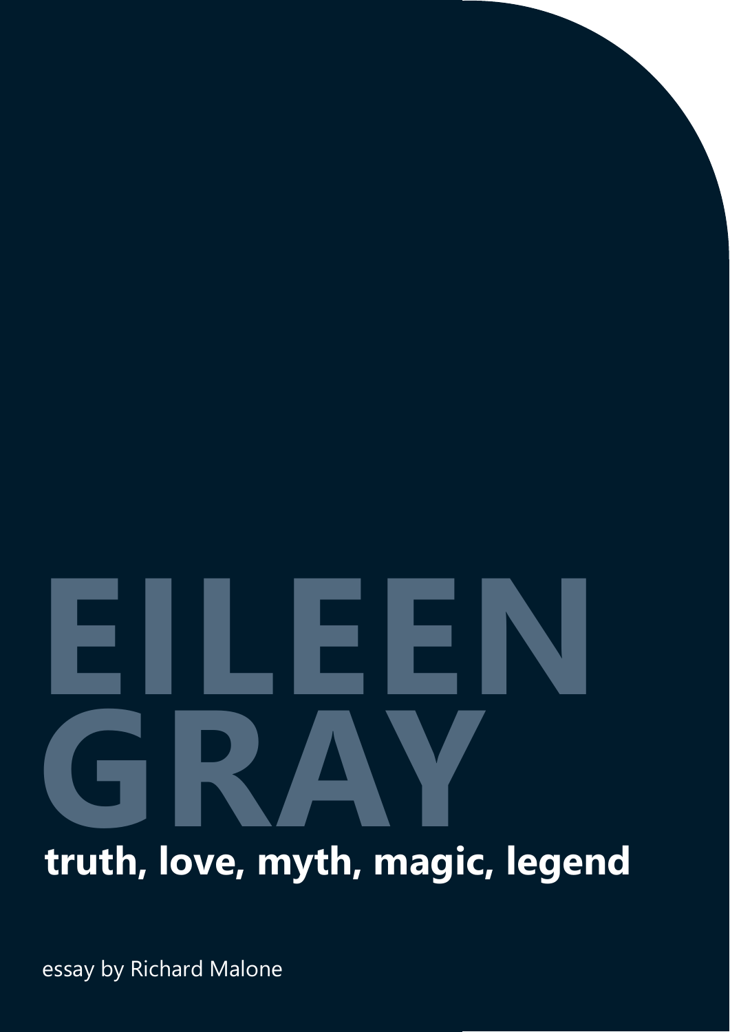# EILEEN GRAY

**truth, love, myth, magic, legend**

essay by Richard Malone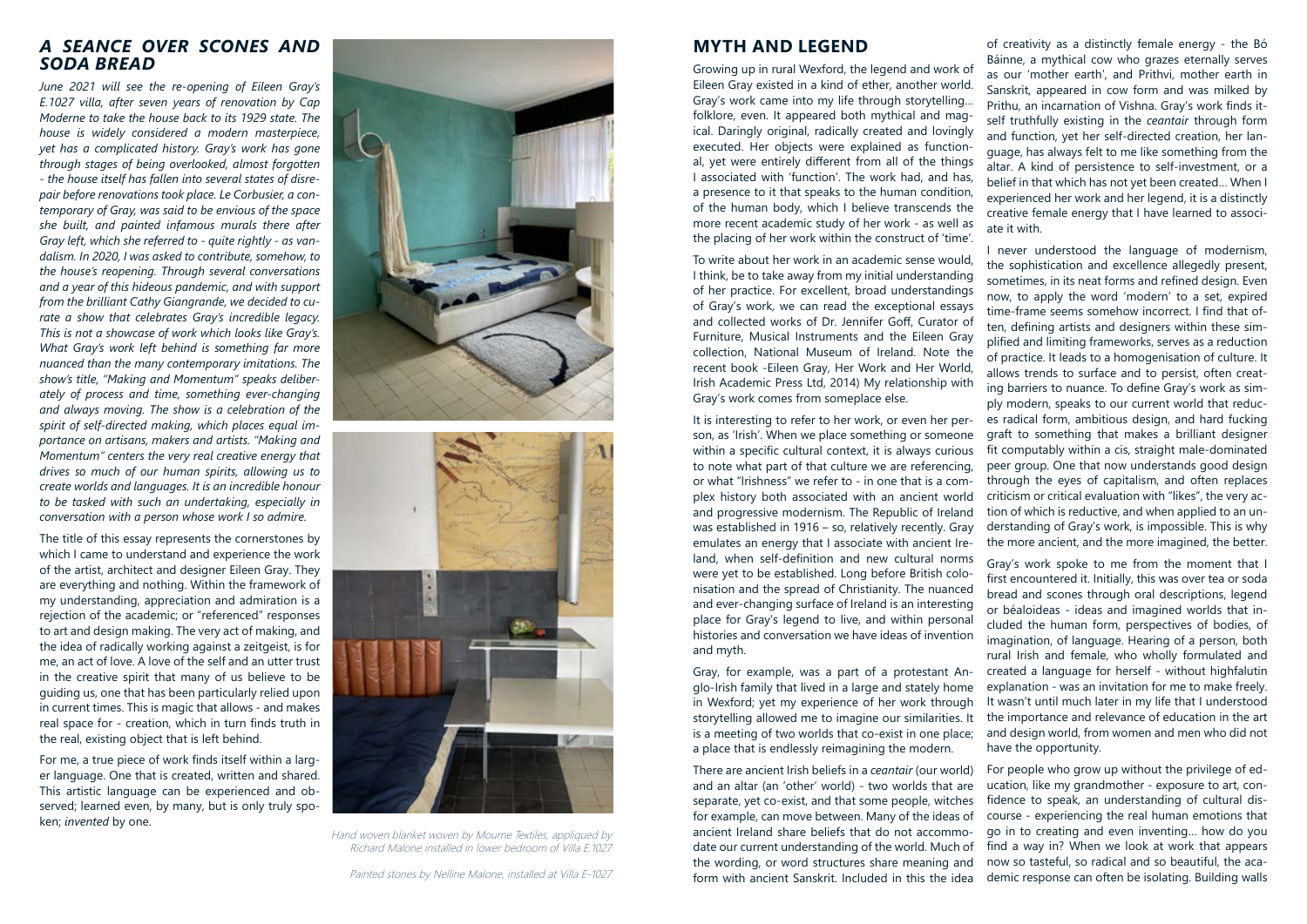## *A SEANCE OVER SCONES AND SODA BREAD*

*June 2021 will see the re-opening of Eileen Gray's E.1027 villa, after seven years of renovation by Cap Moderne to take the house back to its 1929 state. The house is widely considered a modern masterpiece, yet has a complicated history. Gray's work has gone through stages of being overlooked, almost forgotten - the house itself has fallen into several states of disrepair before renovations took place. Le Corbusier, a contemporary of Gray, was said to be envious of the space she built, and painted infamous murals there after Gray left, which she referred to - quite rightly - as vandalism. In 2020, I was asked to contribute, somehow, to the house's reopening. Through several conversations and a year of this hideous pandemic, and with support from the brilliant Cathy Giangrande, we decided to curate a show that celebrates Gray's incredible legacy. This is not a showcase of work which looks like Gray's. What Gray's work left behind is something far more nuanced than the many contemporary imitations. The show's title, "Making and Momentum" speaks deliberately of process and time, something ever-changing and always moving. The show is a celebration of the spirit of self-directed making, which places equal importance on artisans, makers and artists. "Making and Momentum" centers the very real creative energy that drives so much of our human spirits, allowing us to create worlds and languages. It is an incredible honour to be tasked with such an undertaking, especially in conversation with a person whose work I so admire.*

The title of this essay represents the cornerstones by which I came to understand and experience the work of the artist, architect and designer Eileen Gray. They are everything and nothing. Within the framework of my understanding, appreciation and admiration is a rejection of the academic; or "referenced" responses to art and design making. The very act of making, and the idea of radically working against a zeitgeist, is for me, an act of love. A love of the self and an utter trust in the creative spirit that many of us believe to be guiding us, one that has been particularly relied upon in current times. This is magic that allows - and makes real space for - creation, which in turn finds truth in the real, existing object that is left behind.

For me, a true piece of work finds itself within a larger language. One that is created, written and shared. This artistic language can be experienced and observed; learned even, by many, but is only truly spoken; *invented* by one.

*Hand woven blanket woven by Mourne Textiles, appliqued by Richard Malone installed in lower bedroom of Villa E.1027*

*Painted stones by Nelline Malone, installed at Villa E-1027*

## MYTH AND LEGEND

Growing up in rural Wexford, the legend and work of Eileen Gray existed in a kind of ether, another world. Gray's work came into my life through storytelling… folklore, even. It appeared both mythical and magical. Daringly original, radically created and lovingly executed. Her objects were explained as functional, yet were entirely different from all of the things I associated with 'function'. The work had, and has, a presence to it that speaks to the human condition, of the human body, which I believe transcends the more recent academic study of her work - as well as the placing of her work within the construct of 'time'.

To write about her work in an academic sense would, I think, be to take away from my initial understanding of her practice. For excellent, broad understandings of Gray's work, we can read the exceptional essays and collected works of Dr. Jennifer Goff, Curator of Furniture, Musical Instruments and the Eileen Gray collection, National Museum of Ireland. Note the recent book -Eileen Gray, Her Work and Her World, Irish Academic Press Ltd, 2014) My relationship with Gray's work comes from someplace else.

It is interesting to refer to her work, or even her person, as 'Irish'. When we place something or someone within a specific cultural context, it is always curious to note what part of that culture we are referencing, or what "Irishness" we refer to - in one that is a complex history both associated with an ancient world and progressive modernism. The Republic of Ireland was established in 1916 – so, relatively recently. Gray emulates an energy that I associate with ancient Ireland, when self-definition and new cultural norms were yet to be established. Long before British colonisation and the spread of Christianity. The nuanced and ever-changing surface of Ireland is an interesting place for Gray's legend to live, and within personal histories and conversation we have ideas of invention and myth.

Gray, for example, was a part of a protestant Anglo-Irish family that lived in a large and stately home in Wexford; yet my experience of her work through storytelling allowed me to imagine our similarities. It is a meeting of two worlds that co-exist in one place; a place that is endlessly reimagining the modern.

There are ancient Irish beliefs in a *ceantair* (our world) and an altar (an 'other' world) - two worlds that are separate, yet co-exist, and that some people, witches for example, can move between. Many of the ideas of ancient Ireland share beliefs that do not accommodate our current understanding of the world. Much of the wording, or word structures share meaning and form with ancient Sanskrit. Included in this the idea of creativity as a distinctly female energy - the Bó Báinne, a mythical cow who grazes eternally serves as our 'mother earth', and Prithvi, mother earth in Sanskrit, appeared in cow form and was milked by Prithu, an incarnation of Vishna. Gray's work finds itself truthfully existing in the *ceantair* through form and function, yet her self-directed creation, her language, has always felt to me like something from the altar. A kind of persistence to self-investment, or a belief in that which has not yet been created… When I experienced her work and her legend, it is a distinctly creative female energy that I have learned to associate it with.

I never understood the language of modernism, the sophistication and excellence allegedly present, sometimes, in its neat forms and refined design. Even now, to apply the word 'modern' to a set, expired time-frame seems somehow incorrect. I find that often, defining artists and designers within these simplified and limiting frameworks, serves as a reduction of practice. It leads to a homogenisation of culture. It allows trends to surface and to persist, often creating barriers to nuance. To define Gray's work as simply modern, speaks to our current world that reduces radical form, ambitious design, and hard fucking graft to something that makes a brilliant designer fit computably within a cis, straight male-dominated peer group. One that now understands good design through the eyes of capitalism, and often replaces criticism or critical evaluation with "likes", the very action of which is reductive, and when applied to an understanding of Gray's work, is impossible. This is why the more ancient, and the more imagined, the better.

Gray's work spoke to me from the moment that I first encountered it. Initially, this was over tea or soda bread and scones through oral descriptions, legend or béaloideas - ideas and imagined worlds that included the human form, perspectives of bodies, of imagination, of language. Hearing of a person, both rural Irish and female, who wholly formulated and created a language for herself - without highfalutin explanation - was an invitation for me to make freely. It wasn't until much later in my life that I understood the importance and relevance of education in the art and design world, from women and men who did not have the opportunity.

For people who grow up without the privilege of education, like my grandmother - exposure to art, confidence to speak, an understanding of cultural discourse - experiencing the real human emotions that go in to creating and even inventing… how do you find a way in? When we look at work that appears now so tasteful, so radical and so beautiful, the academic response can often be isolating. Building walls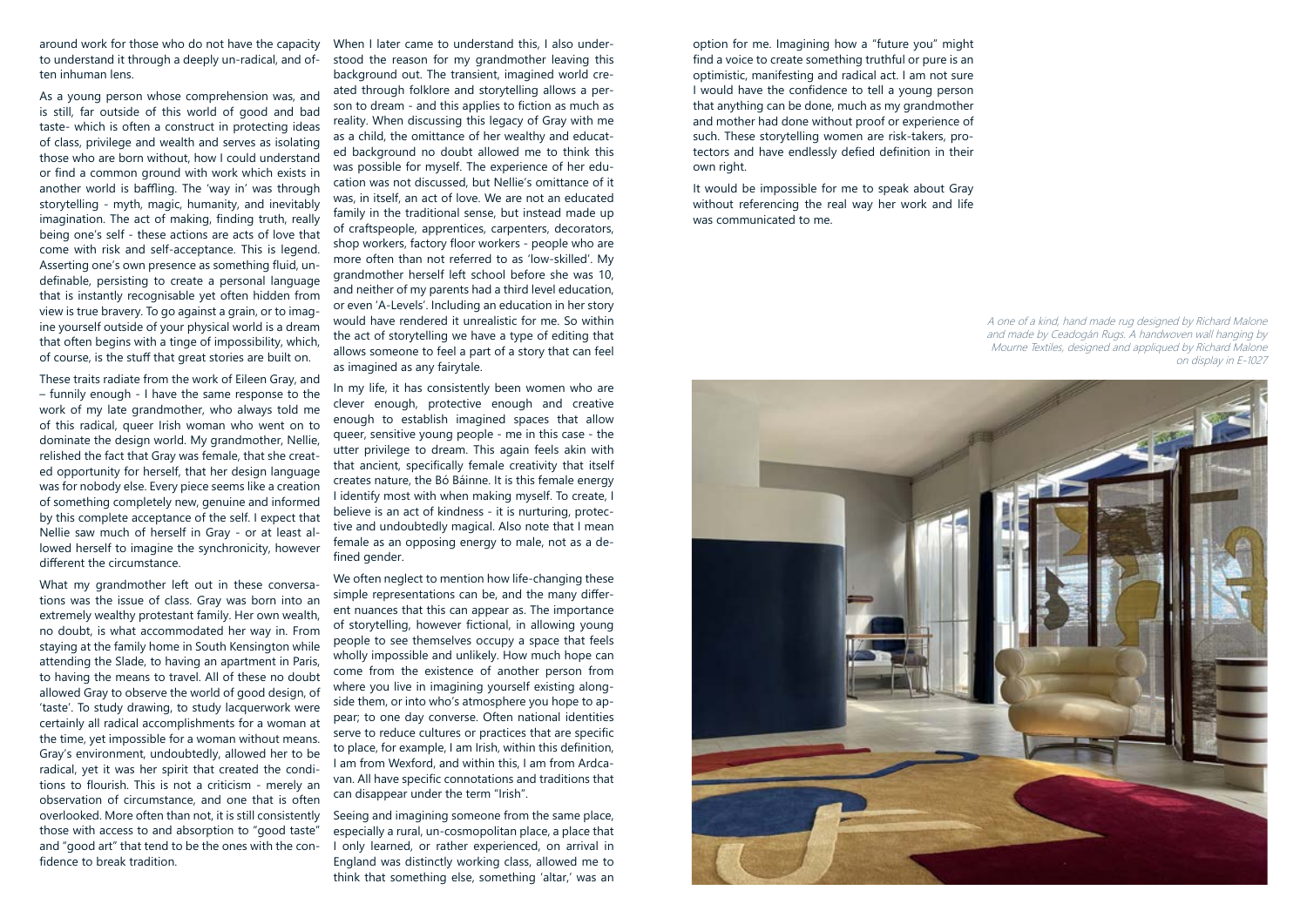around work for those who do not have the capacity to understand it through a deeply un-radical, and often inhuman lens.

As a young person whose comprehension was, and is still, far outside of this world of good and bad taste- which is often a construct in protecting ideas of class, privilege and wealth and serves as isolating those who are born without, how I could understand or find a common ground with work which exists in another world is baffling. The 'way in' was through storytelling - myth, magic, humanity, and inevitably imagination. The act of making, finding truth, really being one's self - these actions are acts of love that come with risk and self-acceptance. This is legend. Asserting one's own presence as something fluid, undefinable, persisting to create a personal language that is instantly recognisable yet often hidden from view is true bravery. To go against a grain, or to imagine yourself outside of your physical world is a dream that often begins with a tinge of impossibility, which, of course, is the stuff that great stories are built on.

These traits radiate from the work of Eileen Gray, and – funnily enough - I have the same response to the work of my late grandmother, who always told me of this radical, queer Irish woman who went on to dominate the design world. My grandmother, Nellie, relished the fact that Gray was female, that she created opportunity for herself, that her design language was for nobody else. Every piece seems like a creation of something completely new, genuine and informed by this complete acceptance of the self. I expect that Nellie saw much of herself in Gray - or at least allowed herself to imagine the synchronicity, however different the circumstance.

What my grandmother left out in these conversations was the issue of class. Gray was born into an extremely wealthy protestant family. Her own wealth, no doubt, is what accommodated her way in. From staying at the family home in South Kensington while attending the Slade, to having an apartment in Paris, to having the means to travel. All of these no doubt allowed Gray to observe the world of good design, of 'taste'. To study drawing, to study lacquerwork were certainly all radical accomplishments for a woman at the time, yet impossible for a woman without means. Gray's environment, undoubtedly, allowed her to be radical, yet it was her spirit that created the conditions to flourish. This is not a criticism - merely an observation of circumstance, and one that is often overlooked. More often than not, it is still consistently those with access to and absorption to "good taste" and "good art" that tend to be the ones with the confidence to break tradition.

When I later came to understand this, I also understood the reason for my grandmother leaving this background out. The transient, imagined world created through folklore and storytelling allows a person to dream - and this applies to fiction as much as reality. When discussing this legacy of Gray with me as a child, the omittance of her wealthy and educated background no doubt allowed me to think this was possible for myself. The experience of her education was not discussed, but Nellie's omittance of it was, in itself, an act of love. We are not an educated family in the traditional sense, but instead made up of craftspeople, apprentices, carpenters, decorators, shop workers, factory floor workers - people who are more often than not referred to as 'low-skilled'. My grandmother herself left school before she was 10, and neither of my parents had a third level education, or even 'A-Levels'. Including an education in her story would have rendered it unrealistic for me. So within the act of storytelling we have a type of editing that allows someone to feel a part of a story that can feel as imagined as any fairytale.

In my life, it has consistently been women who are clever enough, protective enough and creative enough to establish imagined spaces that allow queer, sensitive young people - me in this case - the utter privilege to dream. This again feels akin with that ancient, specifically female creativity that itself creates nature, the Bó Báinne. It is this female energy I identify most with when making myself. To create, I believe is an act of kindness - it is nurturing, protective and undoubtedly magical. Also note that I mean female as an opposing energy to male, not as a defined gender.

We often neglect to mention how life-changing these simple representations can be, and the many different nuances that this can appear as. The importance of storytelling, however fictional, in allowing young people to see themselves occupy a space that feels wholly impossible and unlikely. How much hope can come from the existence of another person from where you live in imagining yourself existing alongside them, or into who's atmosphere you hope to appear; to one day converse. Often national identities serve to reduce cultures or practices that are specific to place, for example, I am Irish, within this definition, I am from Wexford, and within this, I am from Ardcavan. All have specific connotations and traditions that can disappear under the term "Irish".

Seeing and imagining someone from the same place, especially a rural, un-cosmopolitan place, a place that I only learned, or rather experienced, on arrival in England was distinctly working class, allowed me to think that something else, something 'altar,' was an option for me. Imagining how a "future you" might find a voice to create something truthful or pure is an optimistic, manifesting and radical act. I am not sure I would have the confidence to tell a young person that anything can be done, much as my grandmother and mother had done without proof or experience of such. These storytelling women are risk-takers, protectors and have endlessly defied definition in their own right.

It would be impossible for me to speak about Gray without referencing the real way her work and life was communicated to me.

*A one of a kind, hand made rug designed by Richard Malone and made by Ceadogán Rugs. A handwoven wall hanging by Mourne Textiles, designed and appliqued by Richard Malone on display in E-1027*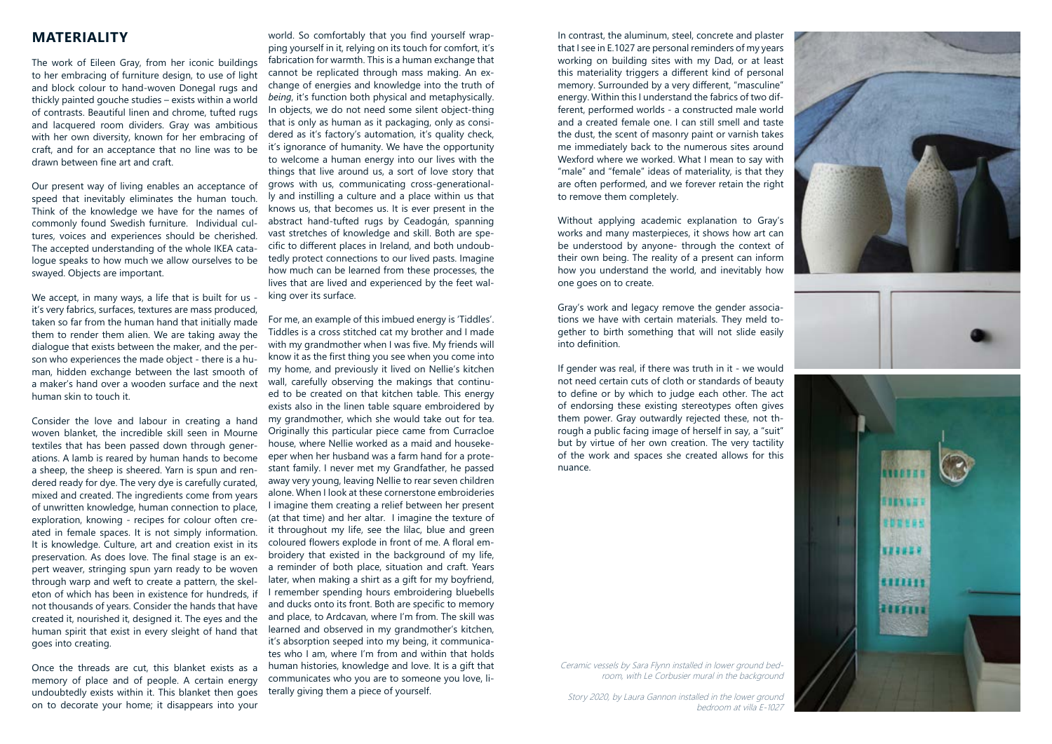## MATERIALITY

The work of Eileen Gray, from her iconic buildings to her embracing of furniture design, to use of light and block colour to hand-woven Donegal rugs and thickly painted gouche studies – exists within a world of contrasts. Beautiful linen and chrome, tufted rugs and lacquered room dividers. Gray was ambitious with her own diversity, known for her embracing of craft, and for an acceptance that no line was to be drawn between fine art and craft.

Our present way of living enables an acceptance of speed that inevitably eliminates the human touch. Think of the knowledge we have for the names of commonly found Swedish furniture. Individual cultures, voices and experiences should be cherished. The accepted understanding of the whole IKEA catalogue speaks to how much we allow ourselves to be swayed. Objects are important.

We accept, in many ways, a life that is built for us - it's very fabrics, surfaces, textures are mass produced, taken so far from the human hand that initially made them to render them alien. We are taking away the dialogue that exists between the maker, and the person who experiences the made object - there is a human, hidden exchange between the last smooth of a maker's hand over a wooden surface and the next human skin to touch it.

Consider the love and labour in creating a hand woven blanket, the incredible skill seen in Mourne textiles that has been passed down through generations. A lamb is reared by human hands to become a sheep, the sheep is sheered. Yarn is spun and rendered ready for dye. The very dye is carefully curated, mixed and created. The ingredients come from years of unwritten knowledge, human connection to place, exploration, knowing - recipes for colour often created in female spaces. It is not simply information. It is knowledge. Culture, art and creation exist in its preservation. As does love. The final stage is an expert weaver, stringing spun yarn ready to be woven through warp and weft to create a pattern, the skeleton of which has been in existence for hundreds, if not thousands of years. Consider the hands that have created it, nourished it, designed it. The eyes and the human spirit that exist in every sleight of hand that goes into creating.

Once the threads are cut, this blanket exists as a memory of place and of people. A certain energy undoubtedly exists within it. This blanket then goes on to decorate your home; it disappears into your world. So comfortably that you find yourself wrapping yourself in it, relying on its touch for comfort, it's fabrication for warmth. This is a human exchange that cannot be replicated through mass making. An exchange of energies and knowledge into the truth of *being*, it's function both physical and metaphysically. In objects, we do not need some silent object-thing that is only as human as it packaging, only as considered as it's factory's automation, it's quality check, it's ignorance of humanity. We have the opportunity to welcome a human energy into our lives with the things that live around us, a sort of love story that grows with us, communicating cross-generationally and instilling a culture and a place within us that knows us, that becomes us. It is ever present in the abstract hand-tufted rugs by Ceadogán, spanning vast stretches of knowledge and skill. Both are specific to different places in Ireland, and both undoubtedly protect connections to our lived pasts. Imagine how much can be learned from these processes, the lives that are lived and experienced by the feet walking over its surface.

For me, an example of this imbued energy is 'Tiddles'. Tiddles is a cross stitched cat my brother and I made with my grandmother when I was five. My friends will know it as the first thing you see when you come into my home, and previously it lived on Nellie's kitchen wall, carefully observing the makings that continued to be created on that kitchen table. This energy exists also in the linen table square embroidered by my grandmother, which she would take out for tea. Originally this particular piece came from Curracloe house, where Nellie worked as a maid and housekeeper when her husband was a farm hand for a protestant family. I never met my Grandfather, he passed away very young, leaving Nellie to rear seven children alone. When I look at these cornerstone embroideries I imagine them creating a relief between her present (at that time) and her altar. I imagine the texture of it throughout my life, see the lilac, blue and green coloured flowers explode in front of me. A floral embroidery that existed in the background of my life, a reminder of both place, situation and craft. Years later, when making a shirt as a gift for my boyfriend, I remember spending hours embroidering bluebells and ducks onto its front. Both are specific to memory and place, to Ardcavan, where I'm from. The skill was learned and observed in my grandmother's kitchen, it's absorption seeped into my being, it communicates who I am, where I'm from and within that holds human histories, knowledge and love. It is a gift that communicates who you are to someone you love, literally giving them a piece of yourself.

In contrast, the aluminum, steel, concrete and plaster that I see in E.1027 are personal reminders of my years working on building sites with my Dad, or at least this materiality triggers a different kind of personal memory. Surrounded by a very different, "masculine" energy. Within this I understand the fabrics of two different, performed worlds - a constructed male world and a created female one. I can still smell and taste the dust, the scent of masonry paint or varnish takes me immediately back to the numerous sites around Wexford where we worked. What I mean to say with "male" and "female" ideas of materiality, is that they are often performed, and we forever retain the right to remove them completely.

Without applying academic explanation to Gray's works and many masterpieces, it shows how art can be understood by anyone- through the context of their own being. The reality of a present can inform how you understand the world, and inevitably how one goes on to create.

Gray's work and legacy remove the gender associations we have with certain materials. They meld together to birth something that will not slide easily into definition.

If gender was real, if there was truth in it - we would not need certain cuts of cloth or standards of beauty to define or by which to judge each other. The act of endorsing these existing stereotypes often gives them power. Gray outwardly rejected these, not through a public facing image of herself in say, a "suit" but by virtue of her own creation. The very tactility of the work and spaces she created allows for this nuance.

*Ceramic vessels by Sara Flynn installed in lower ground bedroom, with Le Corbusier mural in the background*

*Story 2020, by Laura Gannon installed in the lower ground bedroom at villa E-1027*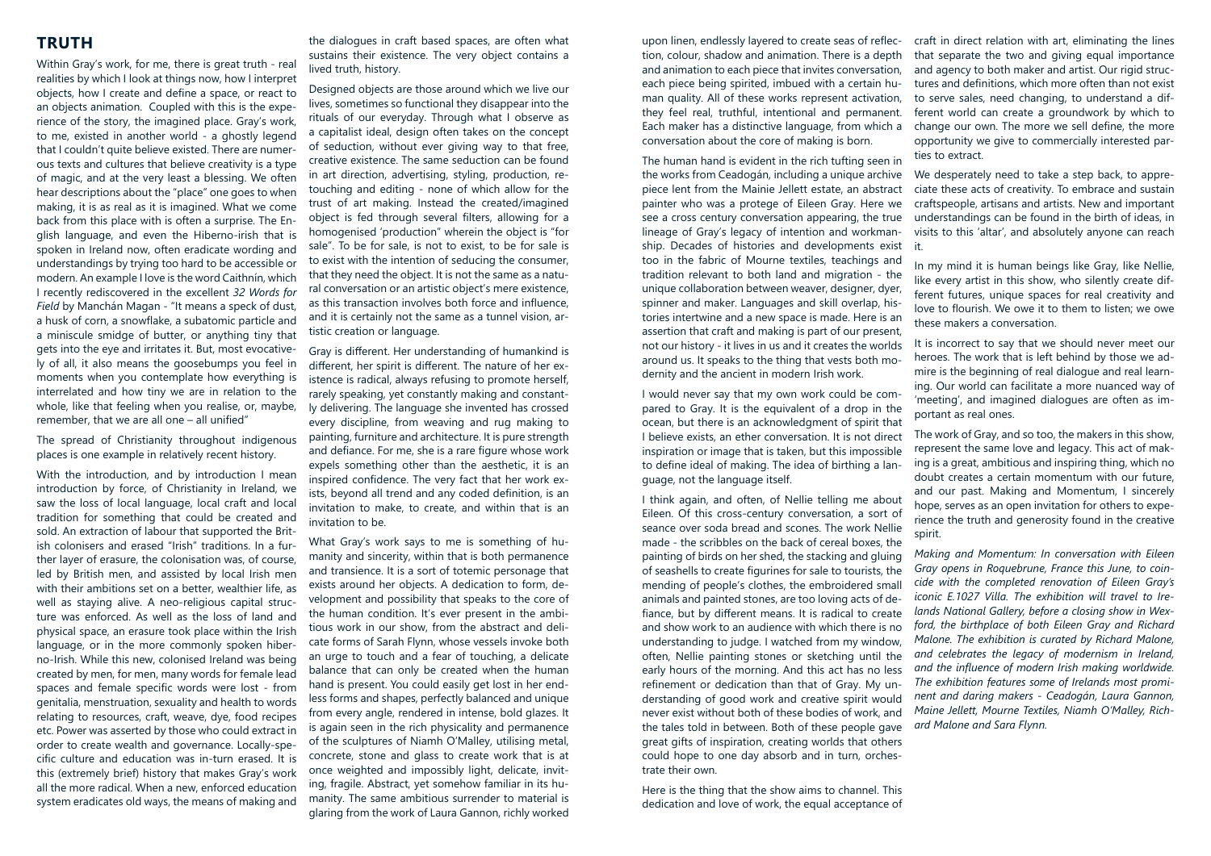## TRUTH

Within Gray's work, for me, there is great truth - real realities by which I look at things now, how I interpret objects, how I create and define a space, or react to an objects animation. Coupled with this is the experience of the story, the imagined place. Gray's work, to me, existed in another world - a ghostly legend that I couldn't quite believe existed. There are numerous texts and cultures that believe creativity is a type of magic, and at the very least a blessing. We often hear descriptions about the "place" one goes to when making, it is as real as it is imagined. What we come back from this place with is often a surprise. The English language, and even the Hiberno-irish that is spoken in Ireland now, often eradicate wording and understandings by trying too hard to be accessible or modern. An example I love is the word Caithnín, which I recently rediscovered in the excellent *32 Words for Field* by Manchán Magan - "It means a speck of dust, a husk of corn, a snowflake, a subatomic particle and a miniscule smidge of butter, or anything tiny that gets into the eye and irritates it. But, most evocatively of all, it also means the goosebumps you feel in moments when you contemplate how everything is interrelated and how tiny we are in relation to the whole, like that feeling when you realise, or, maybe, remember, that we are all one – all unified"

The spread of Christianity throughout indigenous places is one example in relatively recent history.

With the introduction, and by introduction I mean introduction by force, of Christianity in Ireland, we saw the loss of local language, local craft and local tradition for something that could be created and sold. An extraction of labour that supported the British colonisers and erased "Irish" traditions. In a further layer of erasure, the colonisation was, of course, led by British men, and assisted by local Irish men with their ambitions set on a better, wealthier life, as well as staying alive. A neo-religious capital structure was enforced. As well as the loss of land and physical space, an erasure took place within the Irish language, or in the more commonly spoken hiberno-Irish. While this new, colonised Ireland was being created by men, for men, many words for female lead spaces and female specific words were lost - from genitalia, menstruation, sexuality and health to words relating to resources, craft, weave, dye, food recipes etc. Power was asserted by those who could extract in order to create wealth and governance. Locally-specific culture and education was in-turn erased. It is this (extremely brief) history that makes Gray's work all the more radical. When a new, enforced education system eradicates old ways, the means of making and the dialogues in craft based spaces, are often what sustains their existence. The very object contains a lived truth, history.

Designed objects are those around which we live our lives, sometimes so functional they disappear into the rituals of our everyday. Through what I observe as a capitalist ideal, design often takes on the concept of seduction, without ever giving way to that free, creative existence. The same seduction can be found in art direction, advertising, styling, production, retouching and editing - none of which allow for the trust of art making. Instead the created/imagined object is fed through several filters, allowing for a homogenised 'production" wherein the object is "for sale". To be for sale, is not to exist, to be for sale is to exist with the intention of seducing the consumer, that they need the object. It is not the same as a natural conversation or an artistic object's mere existence, as this transaction involves both force and influence, and it is certainly not the same as a tunnel vision, artistic creation or language.

Gray is different. Her understanding of humankind is different, her spirit is different. The nature of her existence is radical, always refusing to promote herself, rarely speaking, yet constantly making and constantly delivering. The language she invented has crossed every discipline, from weaving and rug making to painting, furniture and architecture. It is pure strength and defiance. For me, she is a rare figure whose work expels something other than the aesthetic, it is an inspired confidence. The very fact that her work exists, beyond all trend and any coded definition, is an invitation to make, to create, and within that is an invitation to be.

What Gray's work says to me is something of humanity and sincerity, within that is both permanence and transience. It is a sort of totemic personage that exists around her objects. A dedication to form, development and possibility that speaks to the core of the human condition. It's ever present in the ambitious work in our show, from the abstract and delicate forms of Sarah Flynn, whose vessels invoke both an urge to touch and a fear of touching, a delicate balance that can only be created when the human hand is present. You could easily get lost in her endless forms and shapes, perfectly balanced and unique from every angle, rendered in intense, bold glazes. It is again seen in the rich physicality and permanence of the sculptures of Niamh O'Malley, utilising metal, concrete, stone and glass to create work that is at once weighted and impossibly light, delicate, inviting, fragile. Abstract, yet somehow familiar in its humanity. The same ambitious surrender to material is glaring from the work of Laura Gannon, richly worked upon linen, endlessly layered to create seas of reflection, colour, shadow and animation. There is a depth and animation to each piece that invites conversation, each piece being spirited, imbued with a certain human quality. All of these works represent activation, they feel real, truthful, intentional and permanent. Each maker has a distinctive language, from which a conversation about the core of making is born.

The human hand is evident in the rich tufting seen in the works from Ceadogán, including a unique archive piece lent from the Mainie Jellett estate, an abstract painter who was a protege of Eileen Gray. Here we see a cross century conversation appearing, the true lineage of Gray's legacy of intention and workmanship. Decades of histories and developments exist too in the fabric of Mourne textiles, teachings and tradition relevant to both land and migration - the unique collaboration between weaver, designer, dyer, spinner and maker. Languages and skill overlap, histories intertwine and a new space is made. Here is an assertion that craft and making is part of our present, not our history - it lives in us and it creates the worlds around us. It speaks to the thing that vests both modernity and the ancient in modern Irish work.

I would never say that my own work could be compared to Gray. It is the equivalent of a drop in the ocean, but there is an acknowledgment of spirit that I believe exists, an ether conversation. It is not direct inspiration or image that is taken, but this impossible to define ideal of making. The idea of birthing a language, not the language itself.

I think again, and often, of Nellie telling me about Eileen. Of this cross-century conversation, a sort of seance over soda bread and scones. The work Nellie made - the scribbles on the back of cereal boxes, the painting of birds on her shed, the stacking and gluing of seashells to create figurines for sale to tourists, the mending of people's clothes, the embroidered small animals and painted stones, are too loving acts of defiance, but by different means. It is radical to create and show work to an audience with which there is no understanding to judge. I watched from my window, often, Nellie painting stones or sketching until the early hours of the morning. And this act has no less refinement or dedication than that of Gray. My understanding of good work and creative spirit would never exist without both of these bodies of work, and the tales told in between. Both of these people gave great gifts of inspiration, creating worlds that others could hope to one day absorb and in turn, orchestrate their own.

Here is the thing that the show aims to channel. This dedication and love of work, the equal acceptance of craft in direct relation with art, eliminating the lines that separate the two and giving equal importance and agency to both maker and artist. Our rigid structures and definitions, which more often than not exist to serve sales, need changing, to understand a different world can create a groundwork by which to change our own. The more we sell define, the more opportunity we give to commercially interested parties to extract.

We desperately need to take a step back, to appreciate these acts of creativity. To embrace and sustain craftspeople, artisans and artists. New and important understandings can be found in the birth of ideas, in visits to this 'altar', and absolutely anyone can reach it.

In my mind it is human beings like Gray, like Nellie, like every artist in this show, who silently create different futures, unique spaces for real creativity and love to flourish. We owe it to them to listen; we owe these makers a conversation.

It is incorrect to say that we should never meet our heroes. The work that is left behind by those we admire is the beginning of real dialogue and real learning. Our world can facilitate a more nuanced way of 'meeting', and imagined dialogues are often as important as real ones.

The work of Gray, and so too, the makers in this show, represent the same love and legacy. This act of making is a great, ambitious and inspiring thing, which no doubt creates a certain momentum with our future, and our past. Making and Momentum, I sincerely hope, serves as an open invitation for others to experience the truth and generosity found in the creative spirit.

*Making and Momentum: In conversation with Eileen Gray opens in Roquebrune, France this June, to coincide with the completed renovation of Eileen Gray's iconic E.1027 Villa. The exhibition will travel to Irelands National Gallery, before a closing show in Wexford, the birthplace of both Eileen Gray and Richard Malone. The exhibition is curated by Richard Malone, and celebrates the legacy of modernism in Ireland, and the influence of modern Irish making worldwide. The exhibition features some of Irelands most prominent and daring makers - Ceadogán, Laura Gannon, Maine Jellett, Mourne Textiles, Niamh O'Malley, Richard Malone and Sara Flynn.*